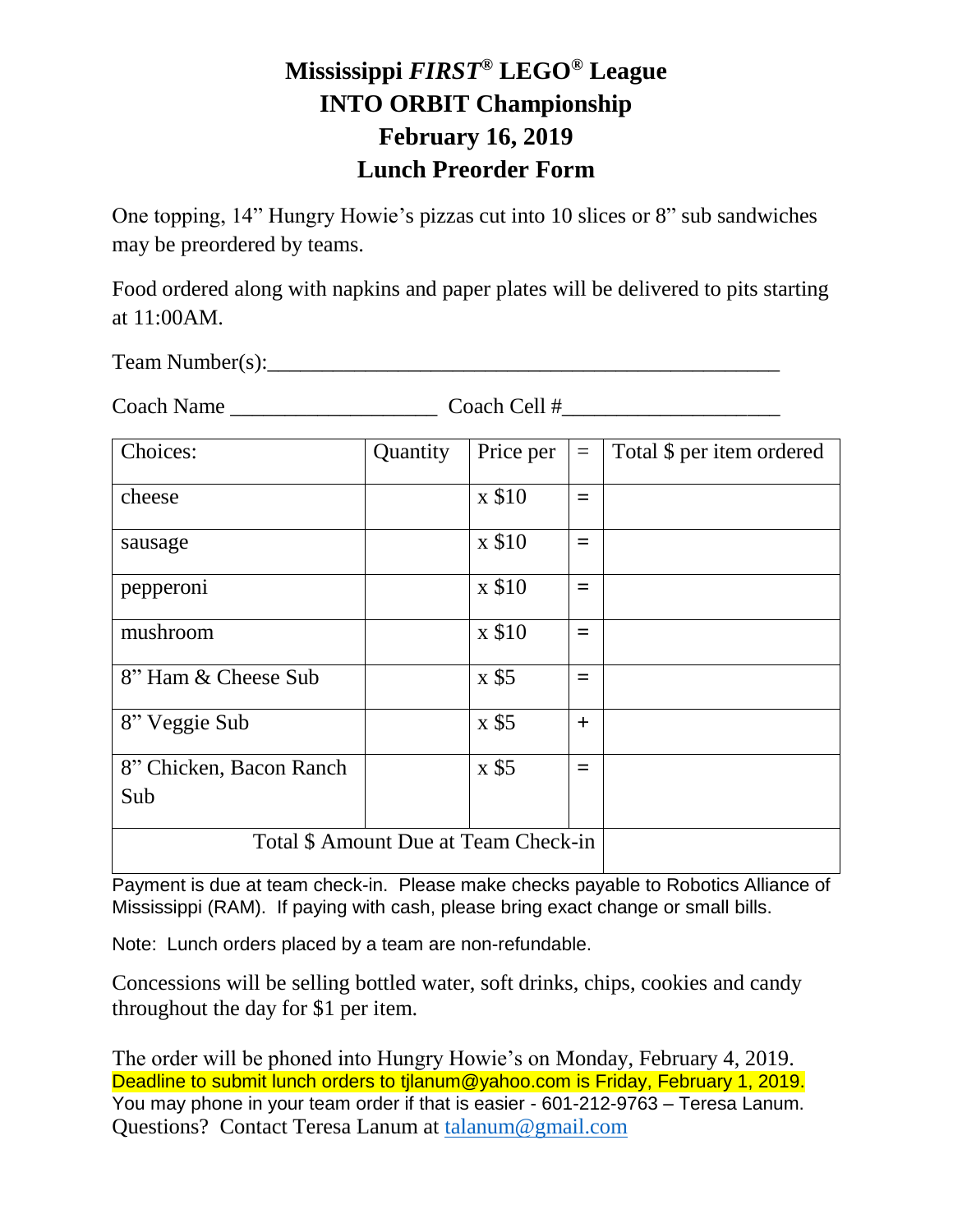# Mississippi *FIRST*® LEGO® League
# INTO ORBIT Championship
# February 16, 2019
# Lunch Preorder Form

One topping, 14" Hungry Howie's pizzas cut into 10 slices or 8" sub sandwiches may be preordered by teams.

Food ordered along with napkins and paper plates will be delivered to pits starting at 11:00AM.

Team Number(s):_______________________________________________

Coach Name ___________________ Coach Cell #____________________

| Choices: | Quantity | Price per | = | Total $ per item ordered |
|---|---|---|---|---|
| cheese | | x $10 | = | |
| sausage | | x $10 | = | |
| pepperoni | | x $10 | = | |
| mushroom | | x $10 | = | |
| 8" Ham & Cheese Sub | | x $5 | = | |
| 8" Veggie Sub | | x $5 | + | |
| 8" Chicken, Bacon Ranch Sub | | x $5 | = | |
| Total $ Amount Due at Team Check-in | | | | |

Payment is due at team check-in. Please make checks payable to Robotics Alliance of Mississippi (RAM). If paying with cash, please bring exact change or small bills.

Note: Lunch orders placed by a team are non-refundable.

Concessions will be selling bottled water, soft drinks, chips, cookies and candy throughout the day for $1 per item.

The order will be phoned into Hungry Howie's on Monday, February 4, 2019.
Deadline to submit lunch orders to tjlanum@yahoo.com is Friday, February 1, 2019.
You may phone in your team order if that is easier - 601-212-9763 – Teresa Lanum.
Questions? Contact Teresa Lanum at talanum@gmail.com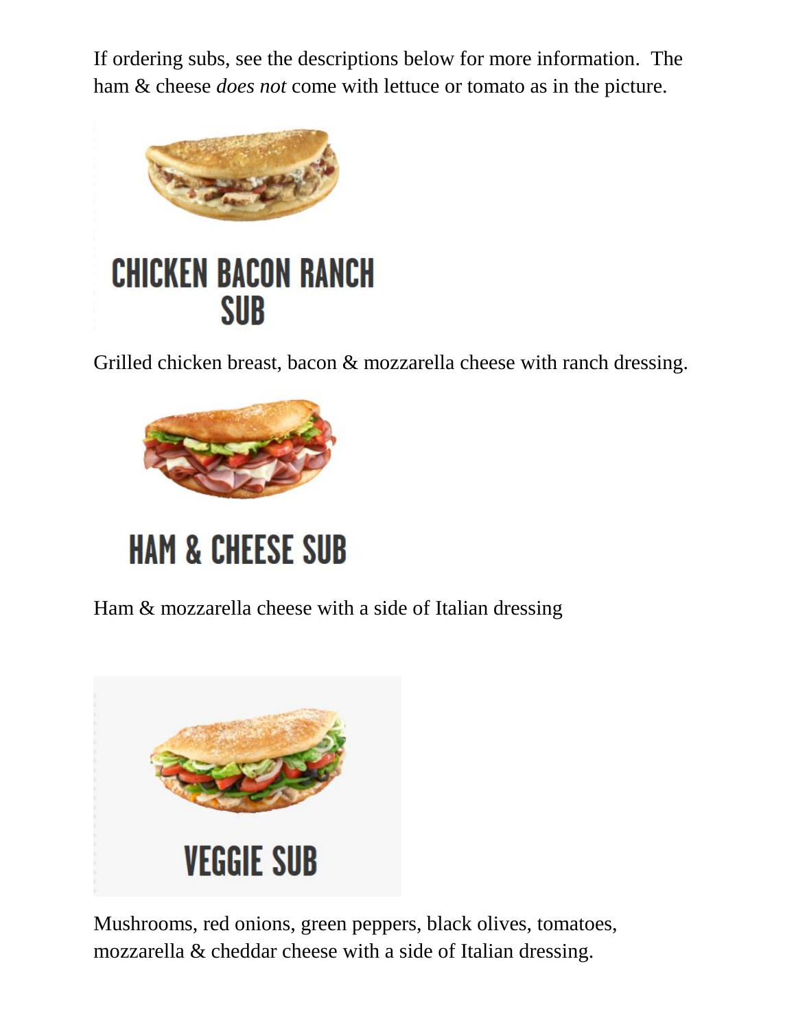If ordering subs, see the descriptions below for more information. The ham & cheese *does not* come with lettuce or tomato as in the picture.

## CHICKEN BACON RANCH SUB

Grilled chicken breast, bacon & mozzarella cheese with ranch dressing.

## HAM & CHEESE SUB

Ham & mozzarella cheese with a side of Italian dressing

## VEGGIE SUB

Mushrooms, red onions, green peppers, black olives, tomatoes, mozzarella & cheddar cheese with a side of Italian dressing.